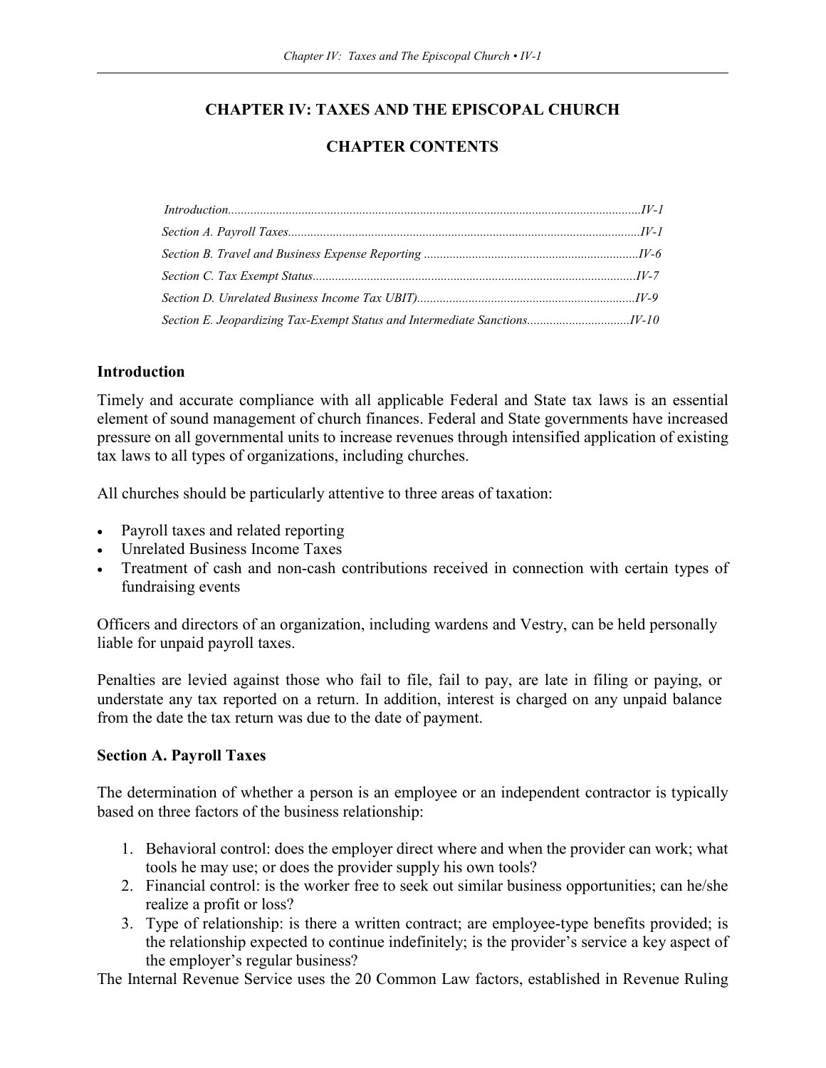# CHAPTER IV: TAXES AND THE EPISCOPAL CHURCH

## CHAPTER CONTENTS

*Introduction*..........IV-1
*Section A. Payroll Taxes*..........IV-1
*Section B. Travel and Business Expense Reporting*..........IV-6
*Section C. Tax Exempt Status*..........IV-7
*Section D. Unrelated Business Income Tax UBIT)*..........IV-9
*Section E. Jeopardizing Tax-Exempt Status and Intermediate Sanctions*..........IV-10

### Introduction

Timely and accurate compliance with all applicable Federal and State tax laws is an essential element of sound management of church finances. Federal and State governments have increased pressure on all governmental units to increase revenues through intensified application of existing tax laws to all types of organizations, including churches.

All churches should be particularly attentive to three areas of taxation:

- Payroll taxes and related reporting
- Unrelated Business Income Taxes
- Treatment of cash and non-cash contributions received in connection with certain types of fundraising events

Officers and directors of an organization, including wardens and Vestry, can be held personally liable for unpaid payroll taxes.

Penalties are levied against those who fail to file, fail to pay, are late in filing or paying, or understate any tax reported on a return. In addition, interest is charged on any unpaid balance from the date the tax return was due to the date of payment.

### Section A. Payroll Taxes

The determination of whether a person is an employee or an independent contractor is typically based on three factors of the business relationship:

1. Behavioral control: does the employer direct where and when the provider can work; what tools he may use; or does the provider supply his own tools?
2. Financial control: is the worker free to seek out similar business opportunities; can he/she realize a profit or loss?
3. Type of relationship: is there a written contract; are employee-type benefits provided; is the relationship expected to continue indefinitely; is the provider's service a key aspect of the employer's regular business?

The Internal Revenue Service uses the 20 Common Law factors, established in Revenue Ruling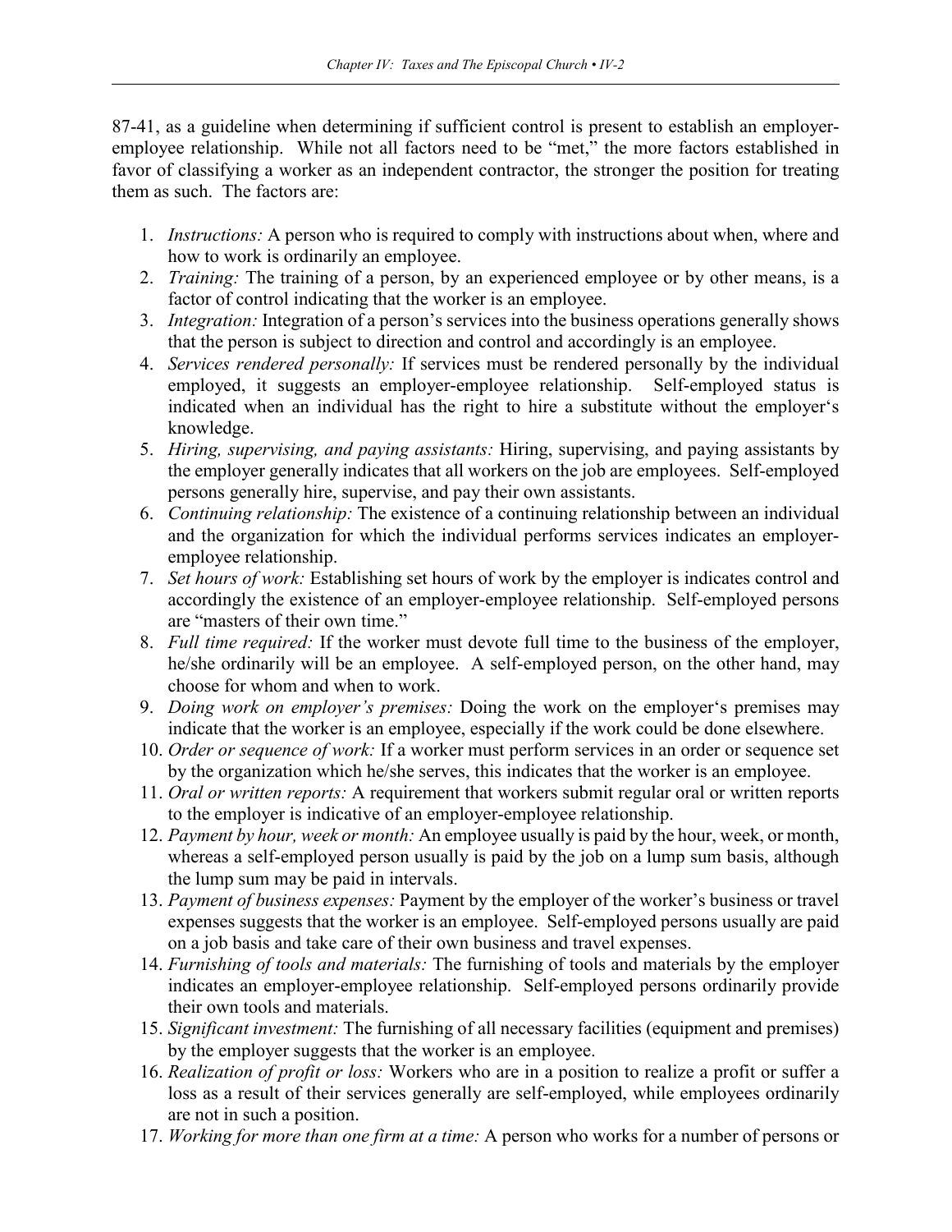87-41, as a guideline when determining if sufficient control is present to establish an employer-employee relationship. While not all factors need to be "met," the more factors established in favor of classifying a worker as an independent contractor, the stronger the position for treating them as such. The factors are:

1. *Instructions:* A person who is required to comply with instructions about when, where and how to work is ordinarily an employee.
2. *Training:* The training of a person, by an experienced employee or by other means, is a factor of control indicating that the worker is an employee.
3. *Integration:* Integration of a person's services into the business operations generally shows that the person is subject to direction and control and accordingly is an employee.
4. *Services rendered personally:* If services must be rendered personally by the individual employed, it suggests an employer-employee relationship. Self-employed status is indicated when an individual has the right to hire a substitute without the employer's knowledge.
5. *Hiring, supervising, and paying assistants:* Hiring, supervising, and paying assistants by the employer generally indicates that all workers on the job are employees. Self-employed persons generally hire, supervise, and pay their own assistants.
6. *Continuing relationship:* The existence of a continuing relationship between an individual and the organization for which the individual performs services indicates an employer-employee relationship.
7. *Set hours of work:* Establishing set hours of work by the employer is indicates control and accordingly the existence of an employer-employee relationship. Self-employed persons are "masters of their own time."
8. *Full time required:* If the worker must devote full time to the business of the employer, he/she ordinarily will be an employee. A self-employed person, on the other hand, may choose for whom and when to work.
9. *Doing work on employer's premises:* Doing the work on the employer's premises may indicate that the worker is an employee, especially if the work could be done elsewhere.
10. *Order or sequence of work:* If a worker must perform services in an order or sequence set by the organization which he/she serves, this indicates that the worker is an employee.
11. *Oral or written reports:* A requirement that workers submit regular oral or written reports to the employer is indicative of an employer-employee relationship.
12. *Payment by hour, week or month:* An employee usually is paid by the hour, week, or month, whereas a self-employed person usually is paid by the job on a lump sum basis, although the lump sum may be paid in intervals.
13. *Payment of business expenses:* Payment by the employer of the worker's business or travel expenses suggests that the worker is an employee. Self-employed persons usually are paid on a job basis and take care of their own business and travel expenses.
14. *Furnishing of tools and materials:* The furnishing of tools and materials by the employer indicates an employer-employee relationship. Self-employed persons ordinarily provide their own tools and materials.
15. *Significant investment:* The furnishing of all necessary facilities (equipment and premises) by the employer suggests that the worker is an employee.
16. *Realization of profit or loss:* Workers who are in a position to realize a profit or suffer a loss as a result of their services generally are self-employed, while employees ordinarily are not in such a position.
17. *Working for more than one firm at a time:* A person who works for a number of persons or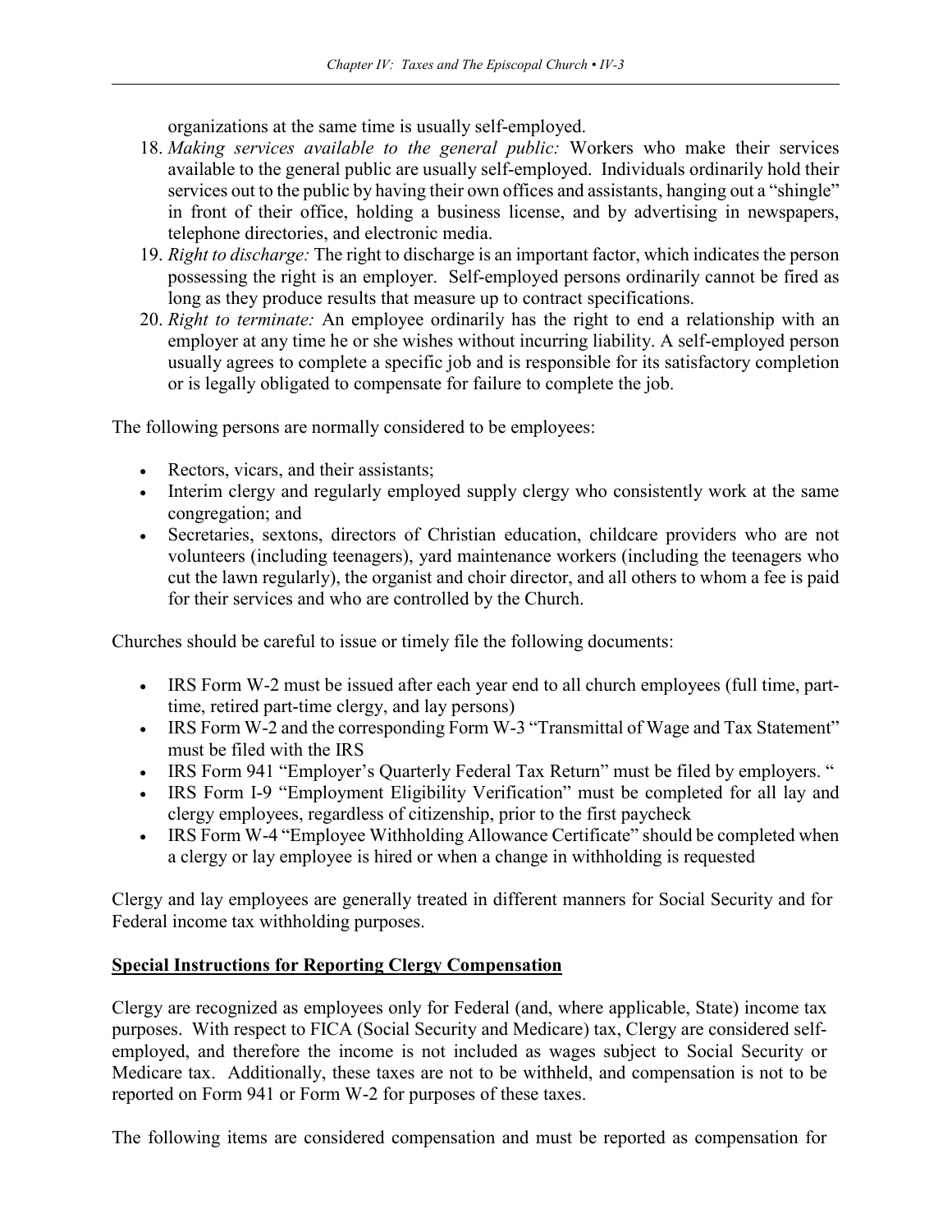organizations at the same time is usually self-employed.

18. *Making services available to the general public:* Workers who make their services available to the general public are usually self-employed. Individuals ordinarily hold their services out to the public by having their own offices and assistants, hanging out a "shingle" in front of their office, holding a business license, and by advertising in newspapers, telephone directories, and electronic media.
19. *Right to discharge:* The right to discharge is an important factor, which indicates the person possessing the right is an employer. Self-employed persons ordinarily cannot be fired as long as they produce results that measure up to contract specifications.
20. *Right to terminate:* An employee ordinarily has the right to end a relationship with an employer at any time he or she wishes without incurring liability. A self-employed person usually agrees to complete a specific job and is responsible for its satisfactory completion or is legally obligated to compensate for failure to complete the job.

The following persons are normally considered to be employees:

- Rectors, vicars, and their assistants;
- Interim clergy and regularly employed supply clergy who consistently work at the same congregation; and
- Secretaries, sextons, directors of Christian education, childcare providers who are not volunteers (including teenagers), yard maintenance workers (including the teenagers who cut the lawn regularly), the organist and choir director, and all others to whom a fee is paid for their services and who are controlled by the Church.

Churches should be careful to issue or timely file the following documents:

- IRS Form W-2 must be issued after each year end to all church employees (full time, part-time, retired part-time clergy, and lay persons)
- IRS Form W-2 and the corresponding Form W-3 "Transmittal of Wage and Tax Statement" must be filed with the IRS
- IRS Form 941 "Employer's Quarterly Federal Tax Return" must be filed by employers. "
- IRS Form I-9 "Employment Eligibility Verification" must be completed for all lay and clergy employees, regardless of citizenship, prior to the first paycheck
- IRS Form W-4 "Employee Withholding Allowance Certificate" should be completed when a clergy or lay employee is hired or when a change in withholding is requested

Clergy and lay employees are generally treated in different manners for Social Security and for Federal income tax withholding purposes.

**Special Instructions for Reporting Clergy Compensation**

Clergy are recognized as employees only for Federal (and, where applicable, State) income tax purposes. With respect to FICA (Social Security and Medicare) tax, Clergy are considered self-employed, and therefore the income is not included as wages subject to Social Security or Medicare tax. Additionally, these taxes are not to be withheld, and compensation is not to be reported on Form 941 or Form W-2 for purposes of these taxes.

The following items are considered compensation and must be reported as compensation for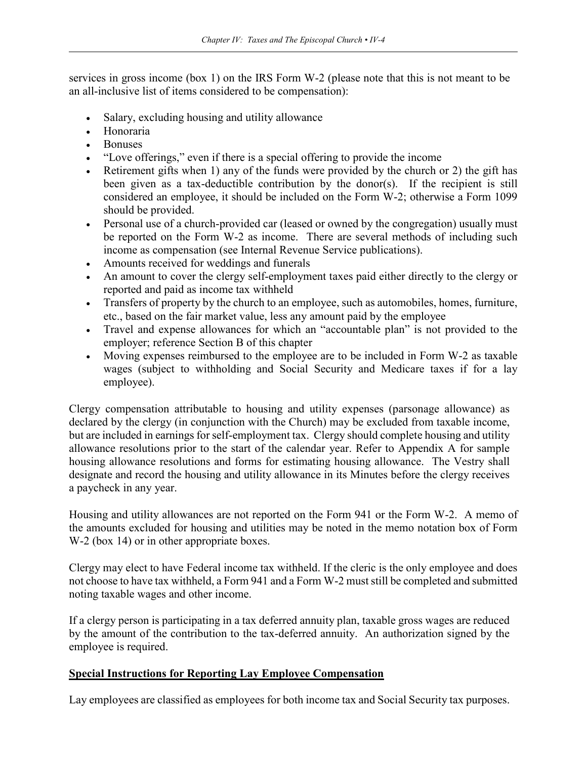services in gross income (box 1) on the IRS Form W-2 (please note that this is not meant to be an all-inclusive list of items considered to be compensation):

- Salary, excluding housing and utility allowance
- Honoraria
- Bonuses
- "Love offerings," even if there is a special offering to provide the income
- Retirement gifts when 1) any of the funds were provided by the church or 2) the gift has been given as a tax-deductible contribution by the donor(s). If the recipient is still considered an employee, it should be included on the Form W-2; otherwise a Form 1099 should be provided.
- Personal use of a church-provided car (leased or owned by the congregation) usually must be reported on the Form W-2 as income. There are several methods of including such income as compensation (see Internal Revenue Service publications).
- Amounts received for weddings and funerals
- An amount to cover the clergy self-employment taxes paid either directly to the clergy or reported and paid as income tax withheld
- Transfers of property by the church to an employee, such as automobiles, homes, furniture, etc., based on the fair market value, less any amount paid by the employee
- Travel and expense allowances for which an "accountable plan" is not provided to the employer; reference Section B of this chapter
- Moving expenses reimbursed to the employee are to be included in Form W-2 as taxable wages (subject to withholding and Social Security and Medicare taxes if for a lay employee).

Clergy compensation attributable to housing and utility expenses (parsonage allowance) as declared by the clergy (in conjunction with the Church) may be excluded from taxable income, but are included in earnings for self-employment tax. Clergy should complete housing and utility allowance resolutions prior to the start of the calendar year. Refer to Appendix A for sample housing allowance resolutions and forms for estimating housing allowance. The Vestry shall designate and record the housing and utility allowance in its Minutes before the clergy receives a paycheck in any year.

Housing and utility allowances are not reported on the Form 941 or the Form W-2. A memo of the amounts excluded for housing and utilities may be noted in the memo notation box of Form W-2 (box 14) or in other appropriate boxes.

Clergy may elect to have Federal income tax withheld. If the cleric is the only employee and does not choose to have tax withheld, a Form 941 and a Form W-2 must still be completed and submitted noting taxable wages and other income.

If a clergy person is participating in a tax deferred annuity plan, taxable gross wages are reduced by the amount of the contribution to the tax-deferred annuity. An authorization signed by the employee is required.

**Special Instructions for Reporting Lay Employee Compensation**

Lay employees are classified as employees for both income tax and Social Security tax purposes.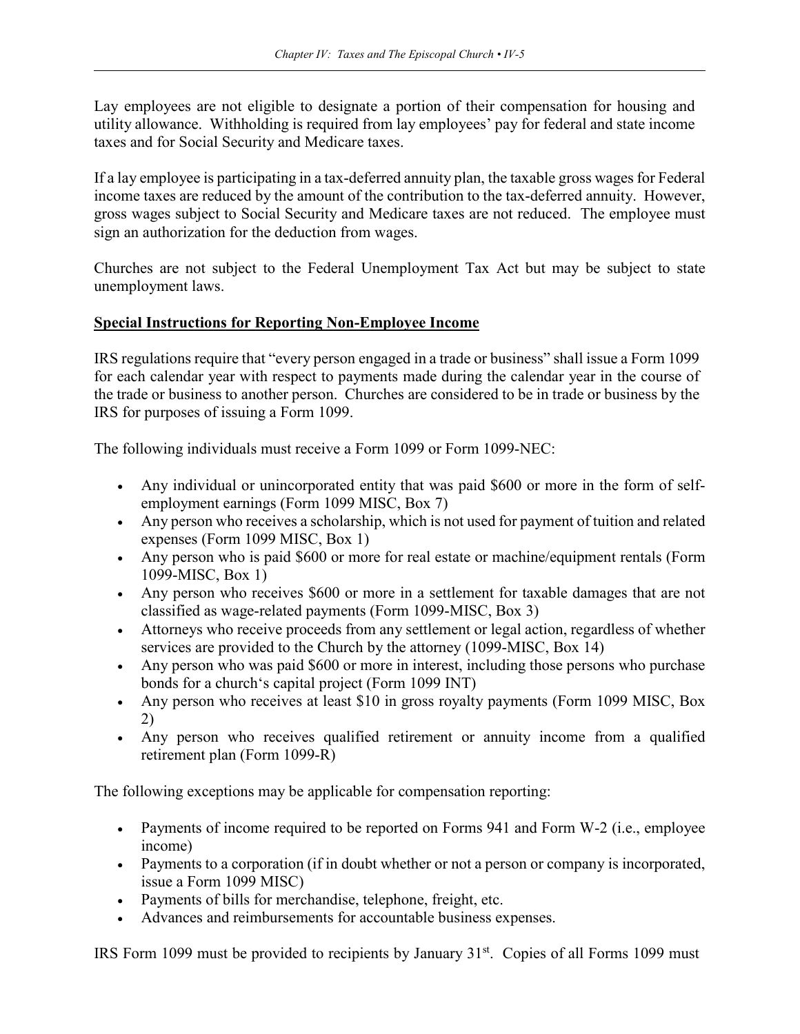Lay employees are not eligible to designate a portion of their compensation for housing and utility allowance. Withholding is required from lay employees' pay for federal and state income taxes and for Social Security and Medicare taxes.

If a lay employee is participating in a tax-deferred annuity plan, the taxable gross wages for Federal income taxes are reduced by the amount of the contribution to the tax-deferred annuity. However, gross wages subject to Social Security and Medicare taxes are not reduced. The employee must sign an authorization for the deduction from wages.

Churches are not subject to the Federal Unemployment Tax Act but may be subject to state unemployment laws.

**Special Instructions for Reporting Non-Employee Income**

IRS regulations require that "every person engaged in a trade or business" shall issue a Form 1099 for each calendar year with respect to payments made during the calendar year in the course of the trade or business to another person. Churches are considered to be in trade or business by the IRS for purposes of issuing a Form 1099.

The following individuals must receive a Form 1099 or Form 1099-NEC:

- Any individual or unincorporated entity that was paid $600 or more in the form of self-employment earnings (Form 1099 MISC, Box 7)
- Any person who receives a scholarship, which is not used for payment of tuition and related expenses (Form 1099 MISC, Box 1)
- Any person who is paid $600 or more for real estate or machine/equipment rentals (Form 1099-MISC, Box 1)
- Any person who receives $600 or more in a settlement for taxable damages that are not classified as wage-related payments (Form 1099-MISC, Box 3)
- Attorneys who receive proceeds from any settlement or legal action, regardless of whether services are provided to the Church by the attorney (1099-MISC, Box 14)
- Any person who was paid $600 or more in interest, including those persons who purchase bonds for a church's capital project (Form 1099 INT)
- Any person who receives at least $10 in gross royalty payments (Form 1099 MISC, Box 2)
- Any person who receives qualified retirement or annuity income from a qualified retirement plan (Form 1099-R)

The following exceptions may be applicable for compensation reporting:

- Payments of income required to be reported on Forms 941 and Form W-2 (i.e., employee income)
- Payments to a corporation (if in doubt whether or not a person or company is incorporated, issue a Form 1099 MISC)
- Payments of bills for merchandise, telephone, freight, etc.
- Advances and reimbursements for accountable business expenses.

IRS Form 1099 must be provided to recipients by January 31st. Copies of all Forms 1099 must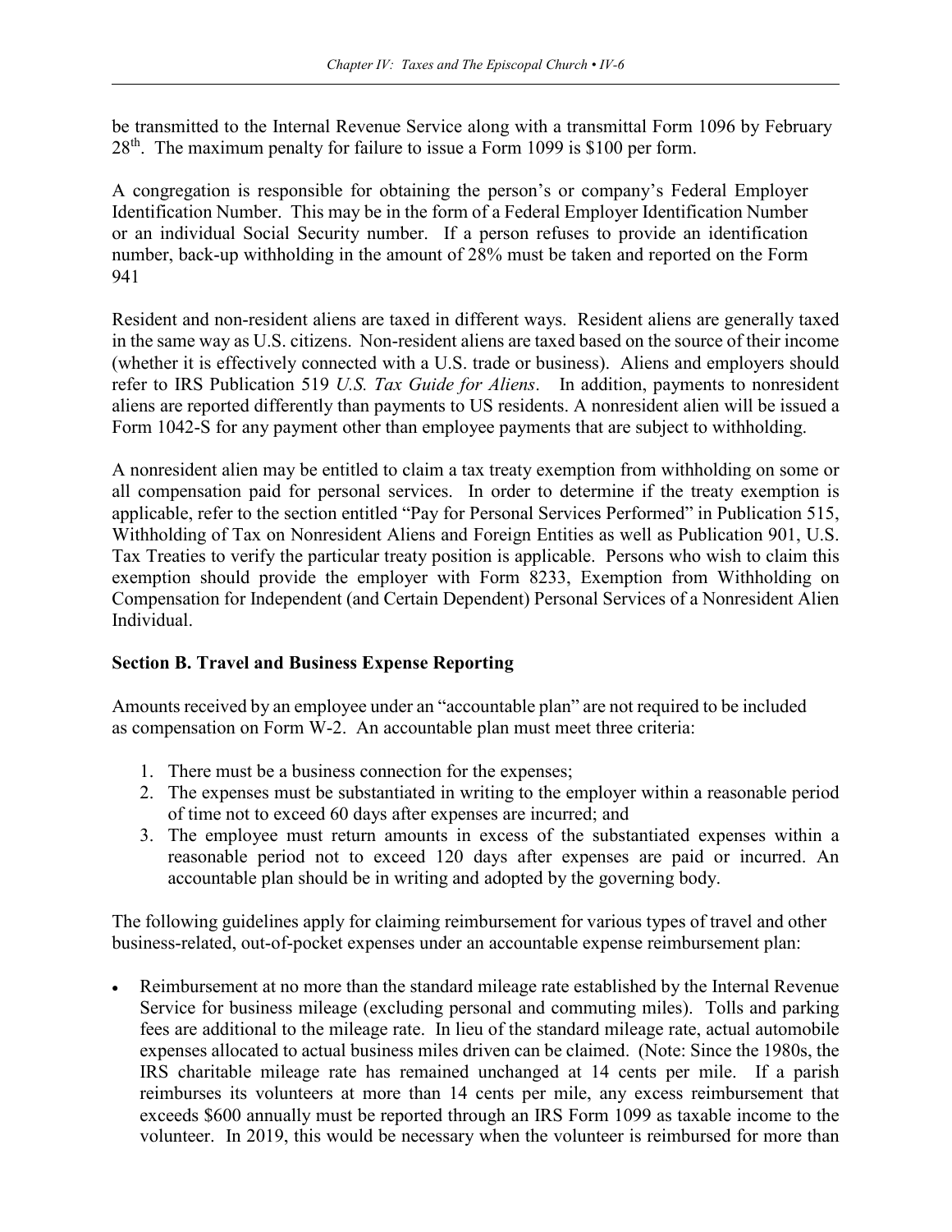be transmitted to the Internal Revenue Service along with a transmittal Form 1096 by February 28th. The maximum penalty for failure to issue a Form 1099 is $100 per form.

A congregation is responsible for obtaining the person's or company's Federal Employer Identification Number. This may be in the form of a Federal Employer Identification Number or an individual Social Security number. If a person refuses to provide an identification number, back-up withholding in the amount of 28% must be taken and reported on the Form 941

Resident and non-resident aliens are taxed in different ways. Resident aliens are generally taxed in the same way as U.S. citizens. Non-resident aliens are taxed based on the source of their income (whether it is effectively connected with a U.S. trade or business). Aliens and employers should refer to IRS Publication 519 *U.S. Tax Guide for Aliens*. In addition, payments to nonresident aliens are reported differently than payments to US residents. A nonresident alien will be issued a Form 1042-S for any payment other than employee payments that are subject to withholding.

A nonresident alien may be entitled to claim a tax treaty exemption from withholding on some or all compensation paid for personal services. In order to determine if the treaty exemption is applicable, refer to the section entitled "Pay for Personal Services Performed" in Publication 515, Withholding of Tax on Nonresident Aliens and Foreign Entities as well as Publication 901, U.S. Tax Treaties to verify the particular treaty position is applicable. Persons who wish to claim this exemption should provide the employer with Form 8233, Exemption from Withholding on Compensation for Independent (and Certain Dependent) Personal Services of a Nonresident Alien Individual.

**Section B. Travel and Business Expense Reporting**

Amounts received by an employee under an "accountable plan" are not required to be included as compensation on Form W-2. An accountable plan must meet three criteria:

1. There must be a business connection for the expenses;
2. The expenses must be substantiated in writing to the employer within a reasonable period of time not to exceed 60 days after expenses are incurred; and
3. The employee must return amounts in excess of the substantiated expenses within a reasonable period not to exceed 120 days after expenses are paid or incurred. An accountable plan should be in writing and adopted by the governing body.

The following guidelines apply for claiming reimbursement for various types of travel and other business-related, out-of-pocket expenses under an accountable expense reimbursement plan:

- Reimbursement at no more than the standard mileage rate established by the Internal Revenue Service for business mileage (excluding personal and commuting miles). Tolls and parking fees are additional to the mileage rate. In lieu of the standard mileage rate, actual automobile expenses allocated to actual business miles driven can be claimed. (Note: Since the 1980s, the IRS charitable mileage rate has remained unchanged at 14 cents per mile. If a parish reimburses its volunteers at more than 14 cents per mile, any excess reimbursement that exceeds $600 annually must be reported through an IRS Form 1099 as taxable income to the volunteer. In 2019, this would be necessary when the volunteer is reimbursed for more than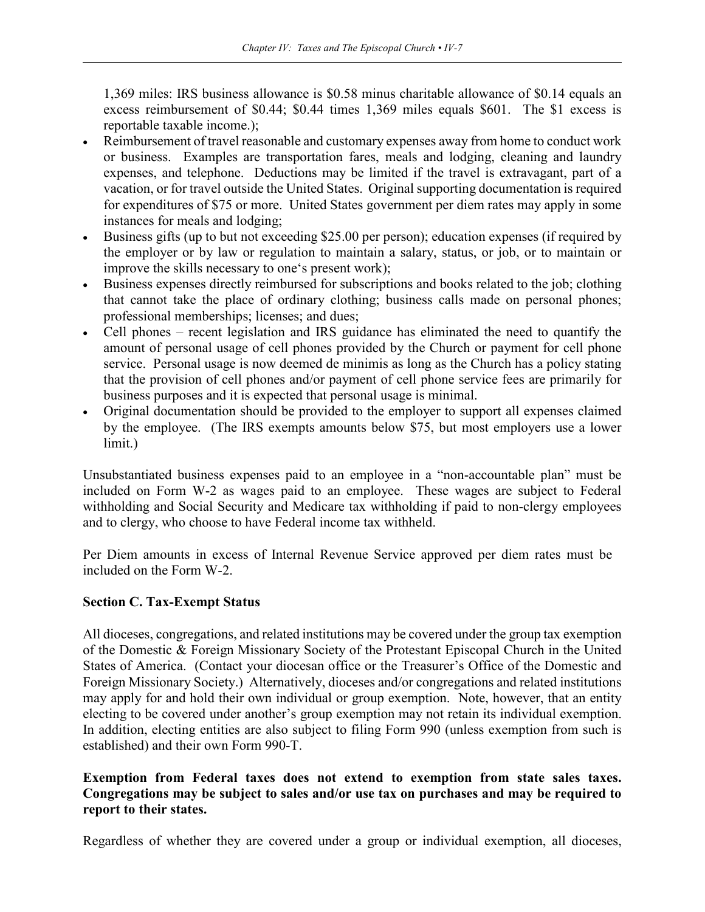1,369 miles: IRS business allowance is $0.58 minus charitable allowance of $0.14 equals an excess reimbursement of $0.44; $0.44 times 1,369 miles equals $601. The $1 excess is reportable taxable income.);

- Reimbursement of travel reasonable and customary expenses away from home to conduct work or business. Examples are transportation fares, meals and lodging, cleaning and laundry expenses, and telephone. Deductions may be limited if the travel is extravagant, part of a vacation, or for travel outside the United States. Original supporting documentation is required for expenditures of $75 or more. United States government per diem rates may apply in some instances for meals and lodging;
- Business gifts (up to but not exceeding $25.00 per person); education expenses (if required by the employer or by law or regulation to maintain a salary, status, or job, or to maintain or improve the skills necessary to one's present work);
- Business expenses directly reimbursed for subscriptions and books related to the job; clothing that cannot take the place of ordinary clothing; business calls made on personal phones; professional memberships; licenses; and dues;
- Cell phones – recent legislation and IRS guidance has eliminated the need to quantify the amount of personal usage of cell phones provided by the Church or payment for cell phone service. Personal usage is now deemed de minimis as long as the Church has a policy stating that the provision of cell phones and/or payment of cell phone service fees are primarily for business purposes and it is expected that personal usage is minimal.
- Original documentation should be provided to the employer to support all expenses claimed by the employee. (The IRS exempts amounts below $75, but most employers use a lower limit.)

Unsubstantiated business expenses paid to an employee in a "non-accountable plan" must be included on Form W-2 as wages paid to an employee. These wages are subject to Federal withholding and Social Security and Medicare tax withholding if paid to non-clergy employees and to clergy, who choose to have Federal income tax withheld.

Per Diem amounts in excess of Internal Revenue Service approved per diem rates must be included on the Form W-2.

**Section C. Tax-Exempt Status**

All dioceses, congregations, and related institutions may be covered under the group tax exemption of the Domestic & Foreign Missionary Society of the Protestant Episcopal Church in the United States of America. (Contact your diocesan office or the Treasurer's Office of the Domestic and Foreign Missionary Society.) Alternatively, dioceses and/or congregations and related institutions may apply for and hold their own individual or group exemption. Note, however, that an entity electing to be covered under another's group exemption may not retain its individual exemption. In addition, electing entities are also subject to filing Form 990 (unless exemption from such is established) and their own Form 990-T.

**Exemption from Federal taxes does not extend to exemption from state sales taxes. Congregations may be subject to sales and/or use tax on purchases and may be required to report to their states.**

Regardless of whether they are covered under a group or individual exemption, all dioceses,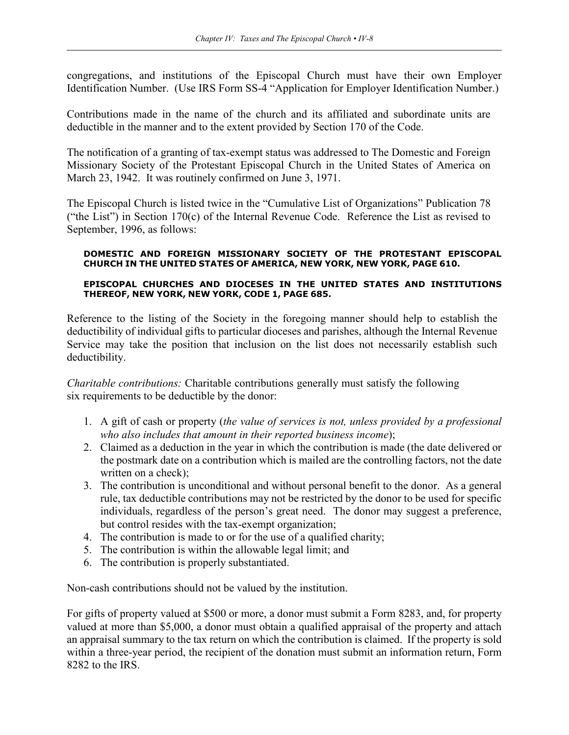congregations, and institutions of the Episcopal Church must have their own Employer Identification Number. (Use IRS Form SS-4 "Application for Employer Identification Number.)

Contributions made in the name of the church and its affiliated and subordinate units are deductible in the manner and to the extent provided by Section 170 of the Code.

The notification of a granting of tax-exempt status was addressed to The Domestic and Foreign Missionary Society of the Protestant Episcopal Church in the United States of America on March 23, 1942. It was routinely confirmed on June 3, 1971.

The Episcopal Church is listed twice in the "Cumulative List of Organizations" Publication 78 ("the List") in Section 170(c) of the Internal Revenue Code. Reference the List as revised to September, 1996, as follows:

**DOMESTIC AND FOREIGN MISSIONARY SOCIETY OF THE PROTESTANT EPISCOPAL CHURCH IN THE UNITED STATES OF AMERICA, NEW YORK, NEW YORK, PAGE 610.**

**EPISCOPAL CHURCHES AND DIOCESES IN THE UNITED STATES AND INSTITUTIONS THEREOF, NEW YORK, NEW YORK, CODE 1, PAGE 685.**

Reference to the listing of the Society in the foregoing manner should help to establish the deductibility of individual gifts to particular dioceses and parishes, although the Internal Revenue Service may take the position that inclusion on the list does not necessarily establish such deductibility.

*Charitable contributions:* Charitable contributions generally must satisfy the following six requirements to be deductible by the donor:

1. A gift of cash or property (*the value of services is not, unless provided by a professional who also includes that amount in their reported business income*);
2. Claimed as a deduction in the year in which the contribution is made (the date delivered or the postmark date on a contribution which is mailed are the controlling factors, not the date written on a check);
3. The contribution is unconditional and without personal benefit to the donor. As a general rule, tax deductible contributions may not be restricted by the donor to be used for specific individuals, regardless of the person's great need. The donor may suggest a preference, but control resides with the tax-exempt organization;
4. The contribution is made to or for the use of a qualified charity;
5. The contribution is within the allowable legal limit; and
6. The contribution is properly substantiated.

Non-cash contributions should not be valued by the institution.

For gifts of property valued at $500 or more, a donor must submit a Form 8283, and, for property valued at more than $5,000, a donor must obtain a qualified appraisal of the property and attach an appraisal summary to the tax return on which the contribution is claimed. If the property is sold within a three-year period, the recipient of the donation must submit an information return, Form 8282 to the IRS.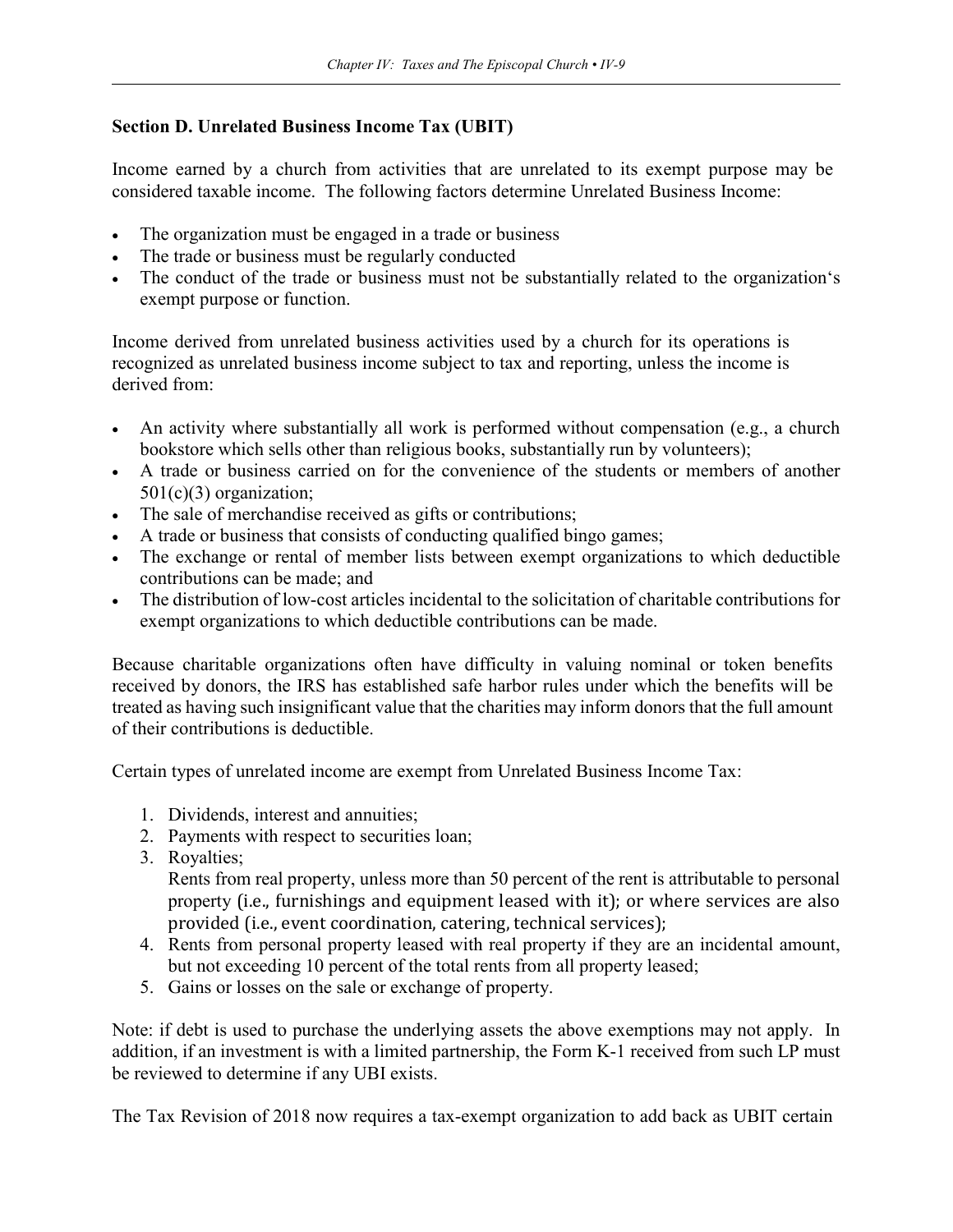### Section D. Unrelated Business Income Tax (UBIT)

Income earned by a church from activities that are unrelated to its exempt purpose may be considered taxable income. The following factors determine Unrelated Business Income:

- The organization must be engaged in a trade or business
- The trade or business must be regularly conducted
- The conduct of the trade or business must not be substantially related to the organization's exempt purpose or function.

Income derived from unrelated business activities used by a church for its operations is recognized as unrelated business income subject to tax and reporting, unless the income is derived from:

- An activity where substantially all work is performed without compensation (e.g., a church bookstore which sells other than religious books, substantially run by volunteers);
- A trade or business carried on for the convenience of the students or members of another 501(c)(3) organization;
- The sale of merchandise received as gifts or contributions;
- A trade or business that consists of conducting qualified bingo games;
- The exchange or rental of member lists between exempt organizations to which deductible contributions can be made; and
- The distribution of low-cost articles incidental to the solicitation of charitable contributions for exempt organizations to which deductible contributions can be made.

Because charitable organizations often have difficulty in valuing nominal or token benefits received by donors, the IRS has established safe harbor rules under which the benefits will be treated as having such insignificant value that the charities may inform donors that the full amount of their contributions is deductible.

Certain types of unrelated income are exempt from Unrelated Business Income Tax:

1. Dividends, interest and annuities;
2. Payments with respect to securities loan;
3. Royalties;
   Rents from real property, unless more than 50 percent of the rent is attributable to personal property (i.e., furnishings and equipment leased with it); or where services are also provided (i.e., event coordination, catering, technical services);
4. Rents from personal property leased with real property if they are an incidental amount, but not exceeding 10 percent of the total rents from all property leased;
5. Gains or losses on the sale or exchange of property.

Note: if debt is used to purchase the underlying assets the above exemptions may not apply. In addition, if an investment is with a limited partnership, the Form K-1 received from such LP must be reviewed to determine if any UBI exists.

The Tax Revision of 2018 now requires a tax-exempt organization to add back as UBIT certain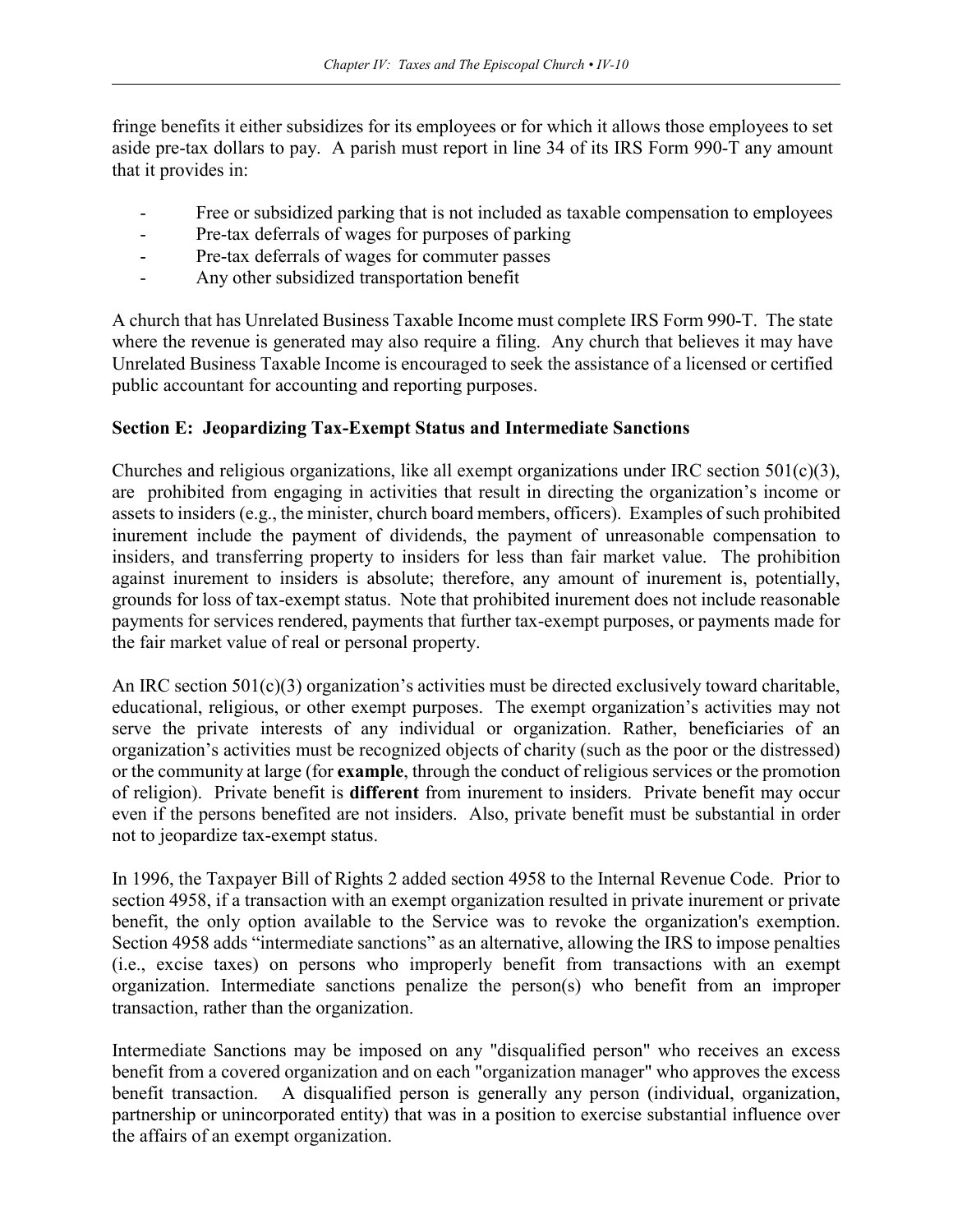fringe benefits it either subsidizes for its employees or for which it allows those employees to set aside pre-tax dollars to pay. A parish must report in line 34 of its IRS Form 990-T any amount that it provides in:

- Free or subsidized parking that is not included as taxable compensation to employees
- Pre-tax deferrals of wages for purposes of parking
- Pre-tax deferrals of wages for commuter passes
- Any other subsidized transportation benefit

A church that has Unrelated Business Taxable Income must complete IRS Form 990-T. The state where the revenue is generated may also require a filing. Any church that believes it may have Unrelated Business Taxable Income is encouraged to seek the assistance of a licensed or certified public accountant for accounting and reporting purposes.

**Section E: Jeopardizing Tax-Exempt Status and Intermediate Sanctions**

Churches and religious organizations, like all exempt organizations under IRC section 501(c)(3), are prohibited from engaging in activities that result in directing the organization's income or assets to insiders (e.g., the minister, church board members, officers). Examples of such prohibited inurement include the payment of dividends, the payment of unreasonable compensation to insiders, and transferring property to insiders for less than fair market value. The prohibition against inurement to insiders is absolute; therefore, any amount of inurement is, potentially, grounds for loss of tax-exempt status. Note that prohibited inurement does not include reasonable payments for services rendered, payments that further tax-exempt purposes, or payments made for the fair market value of real or personal property.

An IRC section 501(c)(3) organization's activities must be directed exclusively toward charitable, educational, religious, or other exempt purposes. The exempt organization's activities may not serve the private interests of any individual or organization. Rather, beneficiaries of an organization's activities must be recognized objects of charity (such as the poor or the distressed) or the community at large (for **example**, through the conduct of religious services or the promotion of religion). Private benefit is **different** from inurement to insiders. Private benefit may occur even if the persons benefited are not insiders. Also, private benefit must be substantial in order not to jeopardize tax-exempt status.

In 1996, the Taxpayer Bill of Rights 2 added section 4958 to the Internal Revenue Code. Prior to section 4958, if a transaction with an exempt organization resulted in private inurement or private benefit, the only option available to the Service was to revoke the organization's exemption. Section 4958 adds "intermediate sanctions" as an alternative, allowing the IRS to impose penalties (i.e., excise taxes) on persons who improperly benefit from transactions with an exempt organization. Intermediate sanctions penalize the person(s) who benefit from an improper transaction, rather than the organization.

Intermediate Sanctions may be imposed on any "disqualified person" who receives an excess benefit from a covered organization and on each "organization manager" who approves the excess benefit transaction. A disqualified person is generally any person (individual, organization, partnership or unincorporated entity) that was in a position to exercise substantial influence over the affairs of an exempt organization.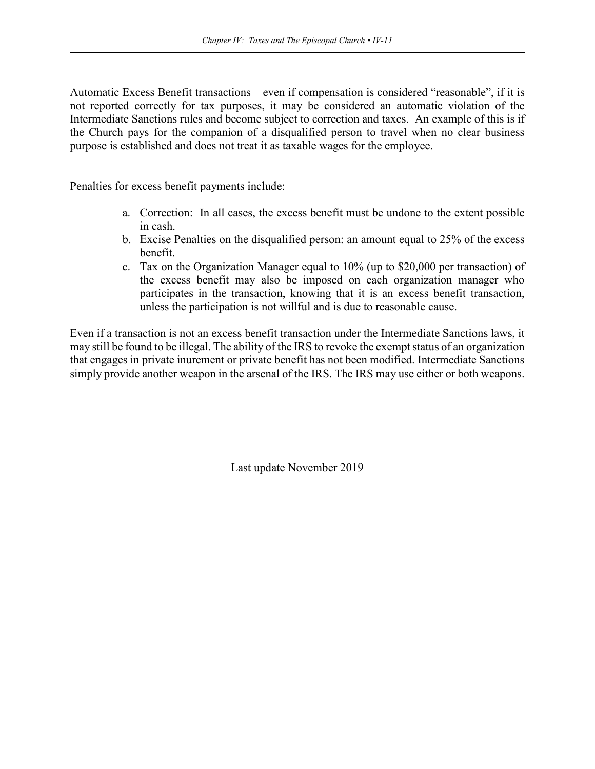Automatic Excess Benefit transactions – even if compensation is considered "reasonable", if it is not reported correctly for tax purposes, it may be considered an automatic violation of the Intermediate Sanctions rules and become subject to correction and taxes. An example of this is if the Church pays for the companion of a disqualified person to travel when no clear business purpose is established and does not treat it as taxable wages for the employee.

Penalties for excess benefit payments include:

a. Correction: In all cases, the excess benefit must be undone to the extent possible in cash.
b. Excise Penalties on the disqualified person: an amount equal to 25% of the excess benefit.
c. Tax on the Organization Manager equal to 10% (up to $20,000 per transaction) of the excess benefit may also be imposed on each organization manager who participates in the transaction, knowing that it is an excess benefit transaction, unless the participation is not willful and is due to reasonable cause.

Even if a transaction is not an excess benefit transaction under the Intermediate Sanctions laws, it may still be found to be illegal. The ability of the IRS to revoke the exempt status of an organization that engages in private inurement or private benefit has not been modified. Intermediate Sanctions simply provide another weapon in the arsenal of the IRS. The IRS may use either or both weapons.

Last update November 2019